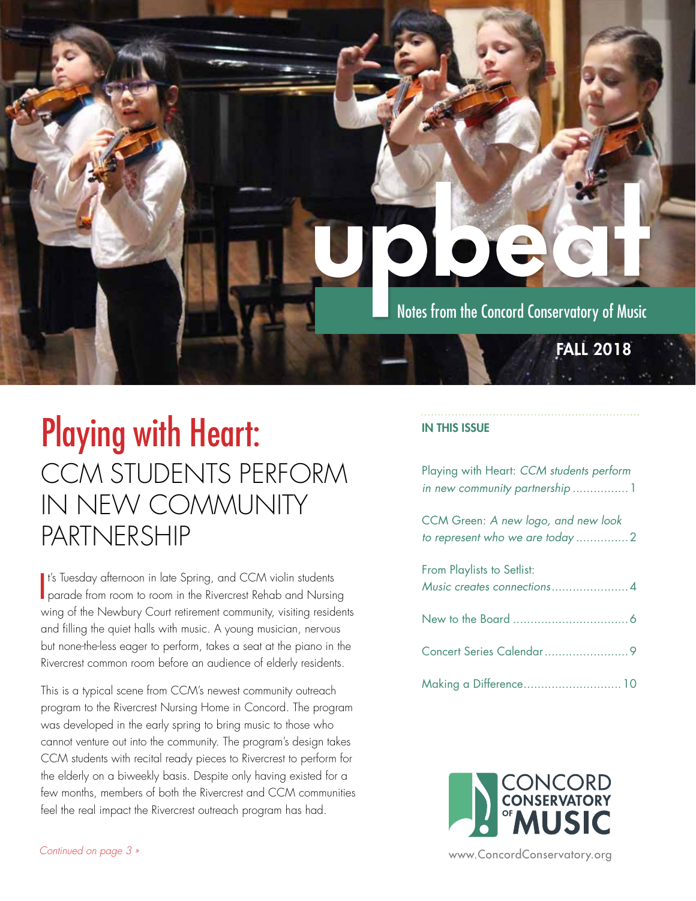# upbeat

Notes from the Concord Conservatory of Music

**FALL 2018**

# Playing with Heart: CCM STUDENTS PERFORM IN NEW COMMUNITY PARTNERSHIP

It's Tuesday afternoon in late Spring, and CCM violin students parade from room to room in the Rivercrest Rehab and Nursing wing of the Newbury Court retirement community, visiting residents and filling the quiet halls with music. A young musician, nervous but none-the-less eager to perform, takes a seat at the piano in the Rivercrest common room before an audience of elderly residents.

This is a typical scene from CCM's newest community outreach program to the Rivercrest Nursing Home in Concord. The program was developed in the early spring to bring music to those who cannot venture out into the community. The program's design takes CCM students with recital ready pieces to Rivercrest to perform for the elderly on a biweekly basis. Despite only having existed for a few months, members of both the Rivercrest and CCM communities feel the real impact the Rivercrest outreach program has had.

*Continued on page 3 »*

## IN THIS ISSUE

Playing with Heart: *CCM students perform in new community partnership* ................ 1

CCM Green: *A new logo, and new look to represent who we are today* ............... 2

From Playlists to Setlist: *Music creates connections*...................... 4

New to the Board ................................. 6

Concert Series Calendar ........................ 9

Making a Difference............................ 10

CONCORD CONSERVATORY OF MUSIC

www.ConcordConservatory.org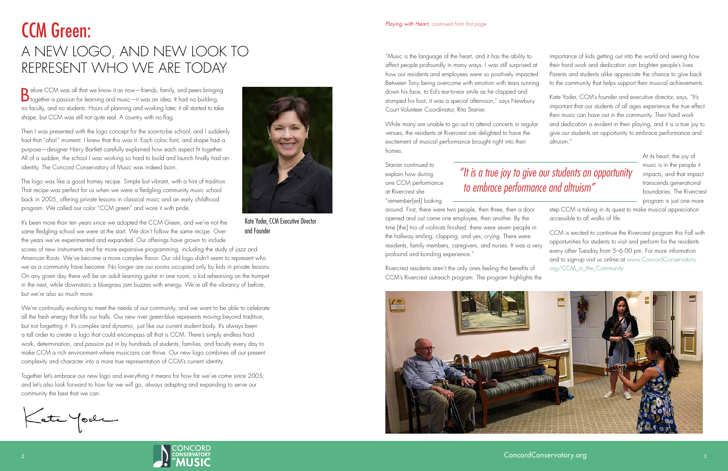# CCM Green:

## A NEW LOGO, AND NEW LOOK TO REPRESENT WHO WE ARE TODAY

Before CCM was all that we know it as now—friends, family, and peers bringing together a passion for learning and music—it was an idea. It had no building, no faculty, and no students. Hours of planning and working later, it all started to take shape, but CCM was still not quite real. A country with no flag.

Then I was presented with the logo concept for the soon-to-be school, and I suddenly had that "aha!" moment. I knew that this was it. Each color, font, and shape had a purpose—designer Harry Bartlett carefully explained how each aspect fit together. All of a sudden, the school I was working so hard to build and launch finally had an identity. The Concord Conservatory of Music was indeed born.

The logo was like a good homey recipe. Simple but vibrant, with a hint of tradition. That recipe was perfect for us when we were a fledgling community music school back in 2005, offering private lessons in classical music and an early childhood program. We called our color "CCM green" and wore it with pride.

Kate Yoder, CCM Executive Director and Founder

It's been more than ten years since we adopted the CCM Green, and we're not the same fledgling school we were at the start. We don't follow the same recipe. Over the years we've experimented and expanded. Our offerings have grown to include scores of new instruments and far more expansive programming, including the study of jazz and American Roots. We've become a more complex flavor. Our old logo didn't seem to represent who we as a community have become. No longer are our rooms occupied only by kids in private lessons. On any given day there will be an adult learning guitar in one room, a kid rehearsing on the trumpet in the next, while downstairs a bluegrass jam buzzes with energy. We're all the vibrancy of before, but we're also so much more.

We're continually evolving to meet the needs of our community, and we want to be able to celebrate all the fresh energy that fills our halls. Our new river green-blue represents moving beyond tradition, but not forgetting it. It's complex and dynamic, just like our current student body. It's always been a tall order to create a logo that could encompass all that is CCM. There's simply endless hard work, determination, and passion put in by hundreds of students, families, and faculty every day to make CCM a rich environment where musicians can thrive. Our new logo combines all our present complexity and character into a more true representation of CCM's current identity.

Together let's embrace our new logo and everything it means for how far we've come since 2005; and let's also look forward to how far we will go, always adapting and expanding to serve our community the best that we can.

Kate Yoder

*Playing with Heart, continued from first page:*

"Music is the language of the heart, and it has the ability to affect people profoundly in many ways. I was still surprised at how our residents and employees were so positively impacted. Between Tony being overcome with emotion with tears running down his face, to Ed's ear-to-ear smile as he clapped and stomped his foot, it was a special afternoon," says Newbury Court Volunteer Coordinator, Rita Stanier.

While many are unable to go out to attend concerts in regular venues, the residents at Rivercrest are delighted to have the excitement of musical performance brought right into their homes.

Stanier continued to explain how during one CCM performance at Rivercrest she "remember[ed] looking around. First, there were two people, then three, then a door opened and out came one employee, then another. By the time [the] trio of violinists finished, there were seven people in the hallway smiling, clapping, and yes, crying. There were residents, family members, caregivers, and nurses. It was a very profound and bonding experience."

Rivercrest residents aren't the only ones feeling the benefits of CCM's Rivercrest outreach program. The program highlights the importance of kids getting out into the world and seeing how their hard work and dedication can brighten people's lives. Parents and students alike appreciate the chance to give back to the community that helps support their musical achievements.

Kate Yoder, CCM's founder and executive director, says, "It's important that our students of all ages experience the true effect their music can have out in the community. Their hard work and dedication is evident in their playing, and it is a true joy to give our students an opportunity to embrace performance and altruism."

> *"It is a true joy to give our students an opportunity to embrace performance and altruism"*

At its heart, the joy of music is in the people it impacts, and that impact transcends generational boundaries. The Rivercrest program is just one more step CCM is taking in its quest to make musical appreciation accessible to all walks of life.

CCM is excited to continue the Rivercrest program this Fall with opportunities for students to visit and perform for the residents every other Tuesday from 5–6:00 pm. For more information and to sign-up visit us online at www.ConcordConservatory.org/CCM_in_the_Community.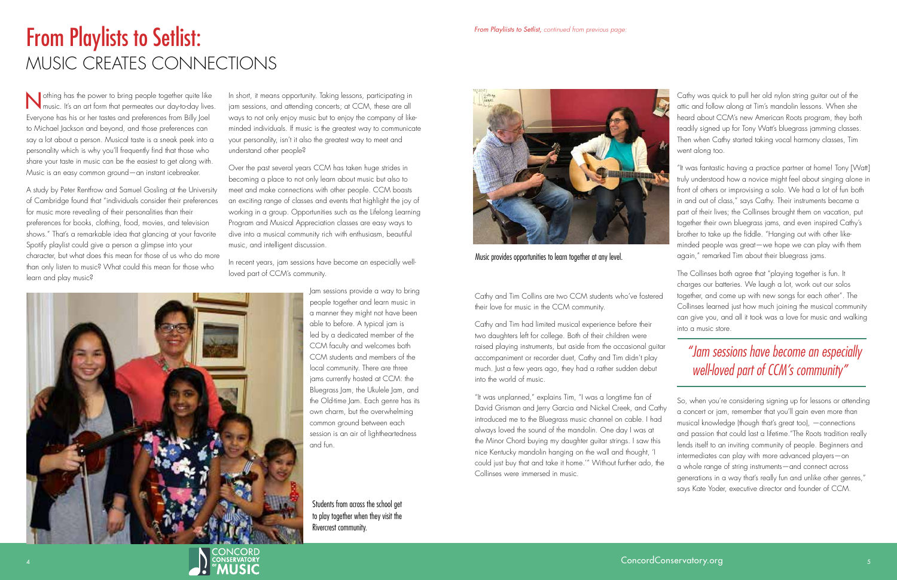# From Playlists to Setlist:
## MUSIC CREATES CONNECTIONS

Nothing has the power to bring people together quite like music. It's an art form that permeates our day-to-day lives. Everyone has his or her tastes and preferences from Billy Joel to Michael Jackson and beyond, and those preferences can say a lot about a person. Musical taste is a sneak peek into a personality which is why you'll frequently find that those who share your taste in music can be the easiest to get along with. Music is an easy common ground—an instant icebreaker.

A study by Peter Rentfrow and Samuel Gosling at the University of Cambridge found that "individuals consider their preferences for music more revealing of their personalities than their preferences for books, clothing, food, movies, and television shows." That's a remarkable idea that glancing at your favorite Spotify playlist could give a person a glimpse into your character, but what does this mean for those of us who do more than only listen to music? What could this mean for those who learn and play music?

In short, it means opportunity. Taking lessons, participating in jam sessions, and attending concerts; at CCM, these are all ways to not only enjoy music but to enjoy the company of like-minded individuals. If music is the greatest way to communicate your personality, isn't it also the greatest way to meet and understand other people?

Over the past several years CCM has taken huge strides in becoming a place to not only learn about music but also to meet and make connections with other people. CCM boasts an exciting range of classes and events that highlight the joy of working in a group. Opportunities such as the Lifelong Learning Program and Musical Appreciation classes are easy ways to dive into a musical community rich with enthusiasm, beautiful music, and intelligent discussion.

In recent years, jam sessions have become an especially well-loved part of CCM's community.

Jam sessions provide a way to bring people together and learn music in a manner they might not have been able to before. A typical jam is led by a dedicated member of the CCM faculty and welcomes both CCM students and members of the local community. There are three jams currently hosted at CCM: the Bluegrass Jam, the Ukulele Jam, and the Old-time Jam. Each genre has its own charm, but the overwhelming common ground between each session is an air of lightheartedness and fun.

Students from across the school get to play together when they visit the Rivercrest community.

*From Playliists to Setlist, continued from previous page:*

Music provides opportunities to learn together at any level.

Cathy and Tim Collins are two CCM students who've fostered their love for music in the CCM community.

Cathy and Tim had limited musical experience before their two daughters left for college. Both of their children were raised playing instruments, but aside from the occasional guitar accompaniment or recorder duet, Cathy and Tim didn't play much. Just a few years ago, they had a rather sudden debut into the world of music.

"It was unplanned," explains Tim, "I was a longtime fan of David Grisman and Jerry Garcia and Nickel Creek, and Cathy introduced me to the Bluegrass music channel on cable. I had always loved the sound of the mandolin. One day I was at the Minor Chord buying my daughter guitar strings. I saw this nice Kentucky mandolin hanging on the wall and thought, 'I could just buy that and take it home.'" Without further ado, the Collinses were immersed in music.

Cathy was quick to pull her old nylon string guitar out of the attic and follow along at Tim's mandolin lessons. When she heard about CCM's new American Roots program, they both readily signed up for Tony Watt's bluegrass jamming classes. Then when Cathy started taking vocal harmony classes, Tim went along too.

"It was fantastic having a practice partner at home! Tony [Watt] truly understood how a novice might feel about singing alone in front of others or improvising a solo. We had a lot of fun both in and out of class," says Cathy. Their instruments became a part of their lives; the Collinses brought them on vacation, put together their own bluegrass jams, and even inspired Cathy's brother to take up the fiddle. "Hanging out with other like-minded people was great—we hope we can play with them again," remarked Tim about their bluegrass jams.

The Collinses both agree that "playing together is fun. It charges our batteries. We laugh a lot, work out our solos together, and come up with new songs for each other". The Collinses learned just how much joining the musical community can give you, and all it took was a love for music and walking into a music store.

> *"Jam sessions have become an especially well-loved part of CCM's community"*

So, when you're considering signing up for lessons or attending a concert or jam, remember that you'll gain even more than musical knowledge (though that's great too), —connections and passion that could last a lifetime."The Roots tradition really lends itself to an inviting community of people. Beginners and intermediates can play with more advanced players—on a whole range of string instruments—and connect across generations in a way that's really fun and unlike other genres," says Kate Yoder, executive director and founder of CCM.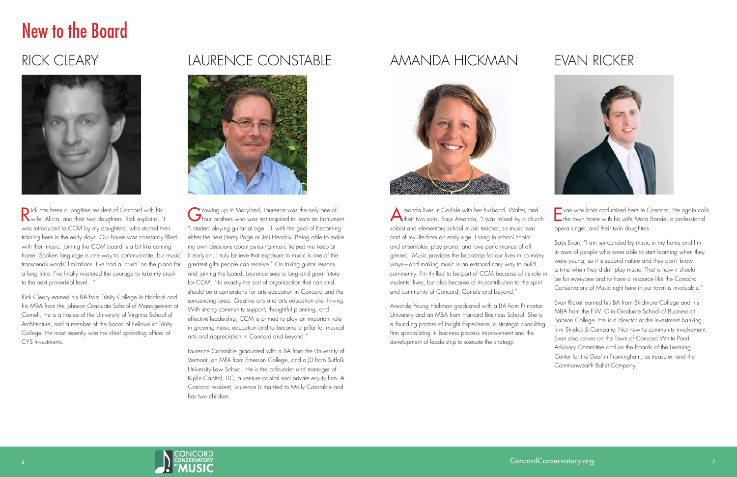# New to the Board

## RICK CLEARY

Rick has been a longtime resident of Concord with his wife, Alicia, and their two daughters. Rick explains, "I was introduced to CCM by my daughters, who started their training here in the early days. Our house was constantly filled with their music. Joining the CCM board is a bit like coming home. Spoken language is one way to communicate, but music transcends words' limitations. I've had a 'crush' on the piano for a long time. I've finally mustered the courage to take my crush to the next proverbial level…"

Rick Cleary earned his BA from Trinity College in Hartford and his MBA from the Johnson Graduate School of Management at Cornell. He is a trustee of the University of Virginia School of Architecture, and a member of the Board of Fellows at Trinity College. He most recently was the chief operating officer of CYS Investments.

## LAURENCE CONSTABLE

Growing up in Maryland, Laurence was the only one of four brothers who was not required to learn an instrument. "I started playing guitar at age 11 with the goal of becoming either the next Jimmy Page or Jimi Hendrix. Being able to make my own decisions about pursuing music helped me keep at it early on. I truly believe that exposure to music is one of the greatest gifts people can receive." On taking guitar lessons and joining the board, Laurence sees a long and great future for CCM. "It's exactly the sort of organization that can and should be a cornerstone for arts education in Concord and the surrounding area. Creative arts and arts education are thriving. With strong community support, thoughtful planning, and effective leadership, CCM is primed to play an important role in growing music education and to become a pillar for musical arts and appreciation in Concord and beyond."

Laurence Constable graduated with a BA from the University of Vermont, an MFA from Emerson College, and a JD from Suffolk University Law School. He is the cofounder and manager of Kiplin Capital, LLC, a venture capital and private equity firm. A Concord resident, Laurence is married to Molly Constable and has two children.

## AMANDA HICKMAN

Amanda lives in Carlisle with her husband, Walter, and their two sons. Says Amanda, "I was raised by a church soloist and elementary school music teacher, so music was part of my life from an early age. I sang in school choirs and ensembles, play piano, and love performance of all genres. Music provides the backdrop for our lives in so many ways—and making music is an extraordinary way to build community. I'm thrilled to be part of CCM because of its role in students' lives, but also because of its contribution to the spirit and community of Concord, Carlisle and beyond."

Amanda Young Hickman graduated with a BA from Princeton University and an MBA from Harvard Business School. She is a founding partner of Insight Experience, a strategic consulting firm specializing in business process improvement and the development of leadership to execute the strategy.

## EVAN RICKER

Evan was born and raised here in Concord. He again calls the town home with his wife Mara Bonde, a professional opera singer, and their twin daughters.

Says Evan, "I am surrounded by music in my home and I'm in awe of people who were able to start learning when they were young, so it is second nature and they don't know a time when they didn't play music. That is how it should be for everyone and to have a resource like the Concord Conservatory of Music right here in our town is invaluable."

Evan Ricker earned his BA from Skidmore College and his MBA from the F.W. Olin Graduate School of Business at Babson College. He is a director at the investment banking firm Shields & Company. Not new to community involvement, Evan also serves on the Town of Concord White Pond Advisory Committee and on the boards of the Learning Center for the Deaf in Framingham, as treasurer, and the Commonwealth Ballet Company.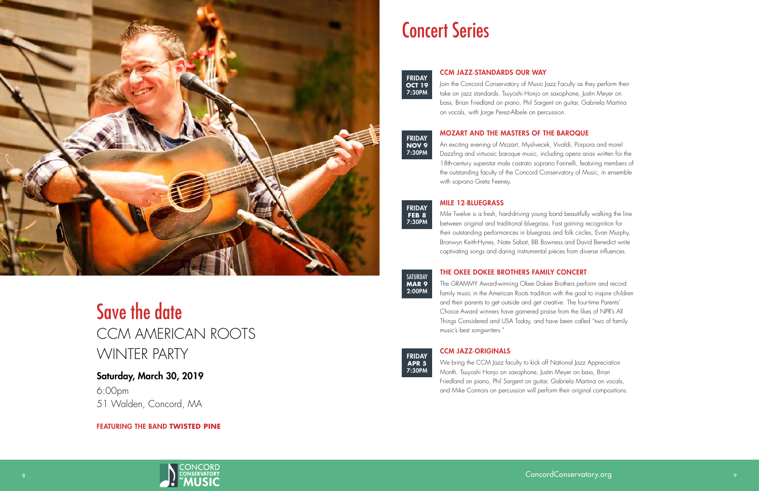# Save the date

## CCM AMERICAN ROOTS WINTER PARTY

**Saturday, March 30, 2019**

6:00pm
51 Walden, Concord, MA

**FEATURING THE BAND TWISTED PINE**

# Concert Series

**FRIDAY OCT 19 7:30PM**

### CCM JAZZ-STANDARDS OUR WAY

Join the Concord Conservatory of Music Jazz Faculty as they perform their take on jazz standards. Tsuyoshi Honjo on saxophone, Justin Meyer on bass, Brian Friedland on piano, Phil Sargent on guitar, Gabriela Martina on vocals, with Jorge Perez-Albele on percussion.

**FRIDAY NOV 9 7:30PM**

### MOZART AND THE MASTERS OF THE BAROQUE

An exciting evening of Mozart, Myslivecek, Vivaldi, Porpora and more! Dazzling and virtuosic baroque music, including opera arias written for the 18th-century superstar male castrato soprano Farinelli, featuring members of the outstanding faculty of the Concord Conservatory of Music, in ensemble with soprano Greta Feeney.

**FRIDAY FEB 8 7:30PM**

### MILE 12-BLUEGRASS

Mile Twelve is a fresh, hard-driving young band beautifully walking the line between original and traditional bluegrass. Fast gaining recognition for their outstanding performances in bluegrass and folk circles, Evan Murphy, Bronwyn Keith-Hynes, Nate Sabat, BB Bowness and David Benedict write captivating songs and daring instrumental pieces from diverse influences.

**SATURDAY MAR 9 2:00PM**

### THE OKEE DOKEE BROTHERS FAMILY CONCERT

The GRAMMY Award-winning Okee Dokee Brothers perform and record family music in the American Roots tradition with the goal to inspire children and their parents to get outside and get creative. The four-time Parents' Choice Award winners have garnered praise from the likes of NPR's All Things Considered and USA Today, and have been called "two of family music's best songwriters."

**FRIDAY APR 5 7:30PM**

### CCM JAZZ-ORIGINALS

We bring the CCM Jazz faculty to kick off National Jazz Appreciation Month. Tsuyoshi Honjo on saxophone, Justin Meyer on bass, Brian Friedland on piano, Phil Sargent on guitar, Gabriela Martina on vocals, and Mike Connors on percussion will perform their original compositions.

CONCORD CONSERVATORY of MUSIC

ConcordConservatory.org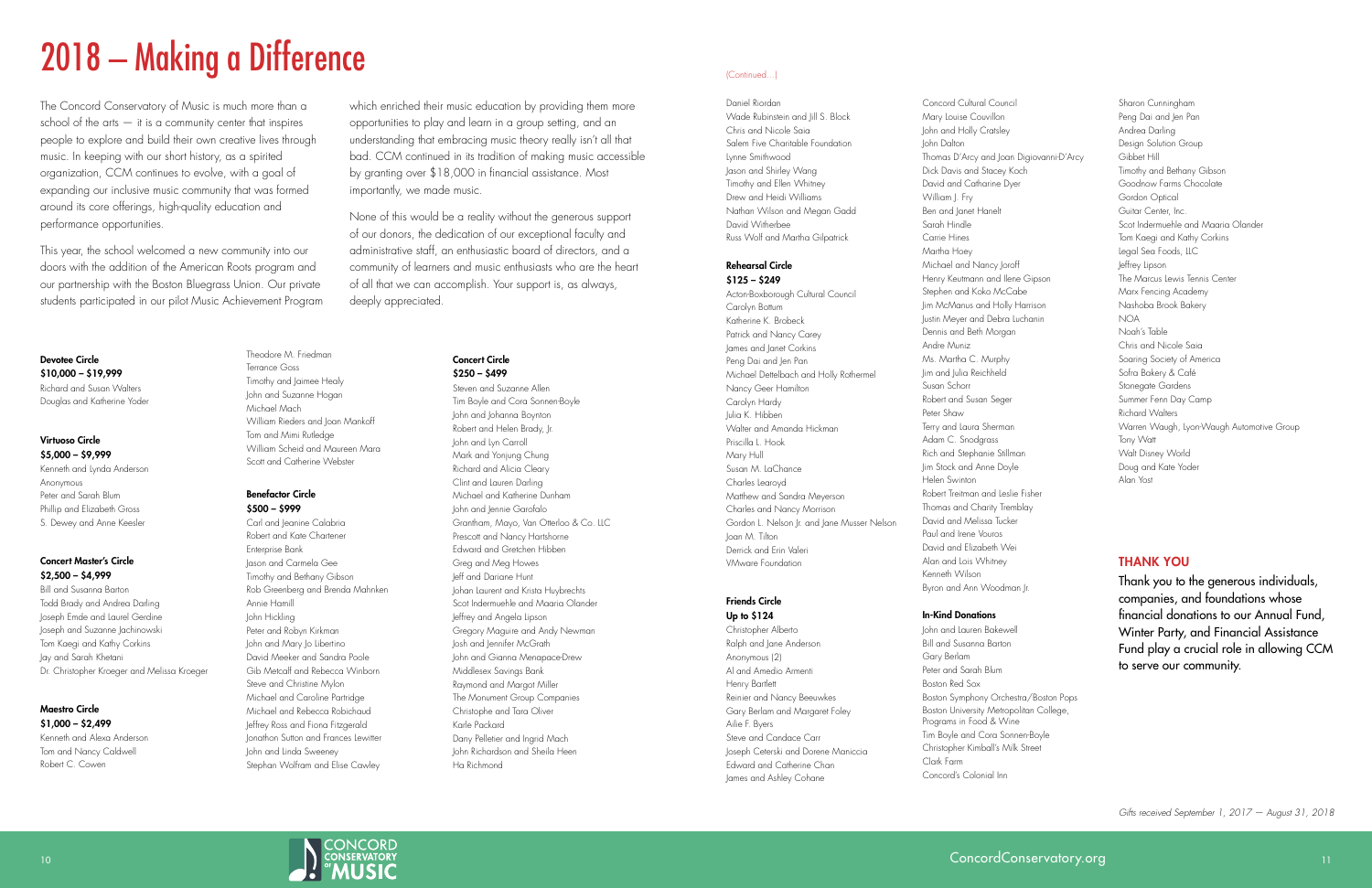# 2018 – Making a Difference

The Concord Conservatory of Music is much more than a school of the arts — it is a community center that inspires people to explore and build their own creative lives through music. In keeping with our short history, as a spirited organization, CCM continues to evolve, with a goal of expanding our inclusive music community that was formed around its core offerings, high-quality education and performance opportunities.

This year, the school welcomed a new community into our doors with the addition of the American Roots program and our partnership with the Boston Bluegrass Union. Our private students participated in our pilot Music Achievement Program which enriched their music education by providing them more opportunities to play and learn in a group setting, and an understanding that embracing music theory really isn't all that bad. CCM continued in its tradition of making music accessible by granting over $18,000 in financial assistance. Most importantly, we made music.

None of this would be a reality without the generous support of our donors, the dedication of our exceptional faculty and administrative staff, an enthusiastic board of directors, and a community of learners and music enthusiasts who are the heart of all that we can accomplish. Your support is, as always, deeply appreciated.

**Devotee Circle**
**$10,000 – $19,999**
Richard and Susan Walters
Douglas and Katherine Yoder

**Virtuoso Circle**
**$5,000 – $9,999**
Kenneth and Lynda Anderson
Anonymous
Peter and Sarah Blum
Phillip and Elizabeth Gross
S. Dewey and Anne Keesler

**Concert Master's Circle**
**$2,500 – $4,999**
Bill and Susanna Barton
Todd Brady and Andrea Darling
Joseph Emde and Laurel Gerdine
Joseph and Suzanne Jachinowski
Tom Kaegi and Kathy Corkins
Jay and Sarah Khetani
Dr. Christopher Kroeger and Melissa Kroeger

**Maestro Circle**
**$1,000 – $2,499**
Kenneth and Alexa Anderson
Tom and Nancy Caldwell
Robert C. Cowen
Theodore M. Friedman
Terrance Goss
Timothy and Jaimee Healy
John and Suzanne Hogan
Michael Mach
William Rieders and Joan Mankoff
Tom and Mimi Rutledge
William Scheid and Maureen Mara
Scott and Catherine Webster

**Benefactor Circle**
**$500 – $999**
Carl and Jeanine Calabria
Robert and Kate Chartener
Enterprise Bank
Jason and Carmela Gee
Timothy and Bethany Gibson
Rob Greenberg and Brenda Mahnken
Annie Hamill
John Hickling
Peter and Robyn Kirkman
John and Mary Jo Libertino
David Meeker and Sandra Poole
Gib Metcalf and Rebecca Winborn
Steve and Christine Mylon
Michael and Caroline Partridge
Michael and Rebecca Robichaud
Jeffrey Ross and Fiona Fitzgerald
Jonathon Sutton and Frances Lewitter
John and Linda Sweeney
Stephan Wolfram and Elise Cawley

**Concert Circle**
**$250 – $499**
Steven and Suzanne Allen
Tim Boyle and Cora Sonnen-Boyle
John and Johanna Boynton
Robert and Helen Brady, Jr.
John and Lyn Carroll
Mark and Yonjung Chung
Richard and Alicia Cleary
Clint and Lauren Darling
Michael and Katherine Dunham
John and Jennie Garofalo
Grantham, Mayo, Van Otterloo & Co. LLC
Prescott and Nancy Hartshorne
Edward and Gretchen Hibben
Greg and Meg Howes
Jeff and Dariane Hunt
Johan Laurent and Krista Huybrechts
Scot Indermuehle and Maaria Olander
Jeffrey and Angela Lipson
Gregory Maguire and Andy Newman
Josh and Jennifer McGrath
John and Gianna Menapace-Drew
Middlesex Savings Bank
Raymond and Margot Miller
The Monument Group Companies
Christophe and Tara Oliver
Karle Packard
Dany Pelletier and Ingrid Mach
John Richardson and Sheila Heen
Ha Richmond

(Continued...)

Daniel Riordan
Wade Rubinstein and Jill S. Block
Chris and Nicole Saia
Salem Five Charitable Foundation
Lynne Smithwood
Jason and Shirley Wang
Timothy and Ellen Whitney
Drew and Heidi Williams
Nathan Wilson and Megan Gadd
David Witherbee
Russ Wolf and Martha Gilpatrick

**Rehearsal Circle**
**$125 – $249**
Acton-Boxborough Cultural Council
Carolyn Bottum
Katherine K. Brobeck
Patrick and Nancy Carey
James and Janet Corkins
Peng Dai and Jen Pan
Michael Dettelbach and Holly Rothermel
Nancy Geer Hamilton
Carolyn Hardy
Julia K. Hibben
Walter and Amanda Hickman
Priscilla L. Hook
Mary Hull
Susan M. LaChance
Charles Learoyd
Matthew and Sandra Meyerson
Charles and Nancy Morrison
Gordon L. Nelson Jr. and Jane Musser Nelson
Joan M. Tilton
Derrick and Erin Valeri
VMware Foundation

**Friends Circle**
**Up to $124**
Christopher Alberto
Ralph and Jane Anderson
Anonymous (2)
Al and Amedio Armenti
Henry Bartlett
Reinier and Nancy Beeuwkes
Gary Berlam and Margaret Foley
Ailie F. Byers
Steve and Candace Carr
Joseph Ceterski and Dorene Maniccia
Edward and Catherine Chan
James and Ashley Cohane
Concord Cultural Council
Mary Louise Couvillon
John and Holly Cratsley
John Dalton
Thomas D'Arcy and Joan Digiovanni-D'Arcy
Dick Davis and Stacey Koch
David and Catharine Dyer
William J. Fry
Ben and Janet Hanelt
Sarah Hindle
Carrie Hines
Martha Hoey
Michael and Nancy Joroff
Henry Keutmann and Ilene Gipson
Stephen and Koko McCabe
Jim McManus and Holly Harrison
Justin Meyer and Debra Luchanin
Dennis and Beth Morgan
Andre Muniz
Ms. Martha C. Murphy
Jim and Julia Reichheld
Susan Schorr
Robert and Susan Seger
Peter Shaw
Terry and Laura Sherman
Adam C. Snodgrass
Rich and Stephanie Stillman
Jim Stock and Anne Doyle
Helen Swinton
Robert Treitman and Leslie Fisher
Thomas and Charity Tremblay
David and Melissa Tucker
Paul and Irene Vouros
David and Elizabeth Wei
Alan and Lois Whitney
Kenneth Wilson
Byron and Ann Woodman Jr.

**In-Kind Donations**
John and Lauren Bakewell
Bill and Susanna Barton
Gary Berlam
Peter and Sarah Blum
Boston Red Sox
Boston Symphony Orchestra/Boston Pops
Boston University Metropolitan College, Programs in Food & Wine
Tim Boyle and Cora Sonnen-Boyle
Christopher Kimball's Milk Street
Clark Farm
Concord's Colonial Inn
Sharon Cunningham
Peng Dai and Jen Pan
Andrea Darling
Design Solution Group
Gibbet Hill
Timothy and Bethany Gibson
Goodnow Farms Chocolate
Gordon Optical
Guitar Center, Inc.
Scot Indermuehle and Maaria Olander
Tom Kaegi and Kathy Corkins
Legal Sea Foods, LLC
Jeffrey Lipson
The Marcus Lewis Tennis Center
Marx Fencing Academy
Nashoba Brook Bakery
NOA
Noah's Table
Chris and Nicole Saia
Soaring Society of America
Sofra Bakery & Café
Stonegate Gardens
Summer Fenn Day Camp
Richard Walters
Warren Waugh, Lyon-Waugh Automotive Group
Tony Watt
Walt Disney World
Doug and Kate Yoder
Alan Yost

## THANK YOU

Thank you to the generous individuals, companies, and foundations whose financial donations to our Annual Fund, Winter Party, and Financial Assistance Fund play a crucial role in allowing CCM to serve our community.

*Gifts received September 1, 2017 — August 31, 2018*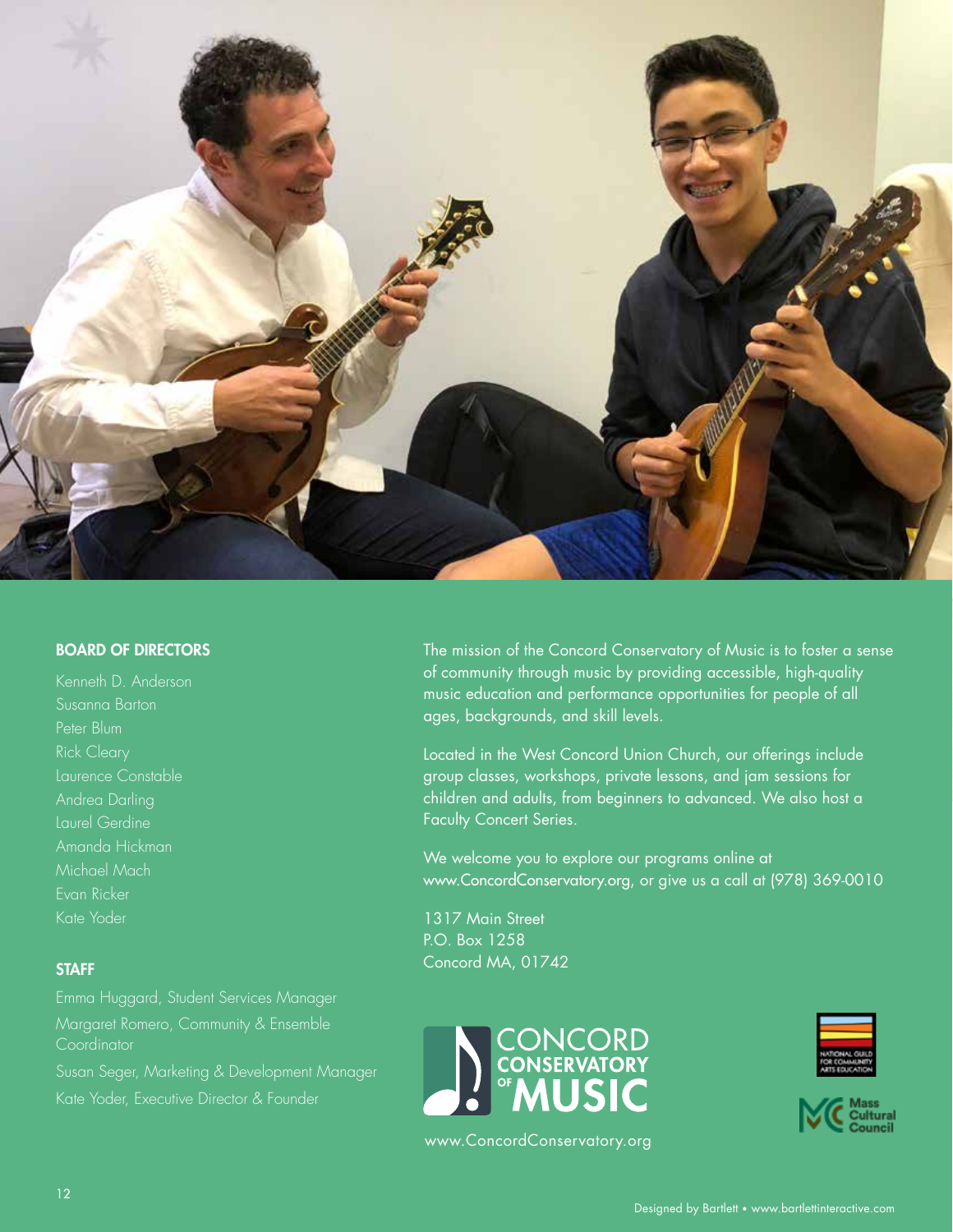## BOARD OF DIRECTORS

Kenneth D. Anderson
Susanna Barton
Peter Blum
Rick Cleary
Laurence Constable
Andrea Darling
Laurel Gerdine
Amanda Hickman
Michael Mach
Evan Ricker
Kate Yoder

## STAFF

Emma Huggard, Student Services Manager

Margaret Romero, Community & Ensemble Coordinator

Susan Seger, Marketing & Development Manager

Kate Yoder, Executive Director & Founder

The mission of the Concord Conservatory of Music is to foster a sense of community through music by providing accessible, high-quality music education and performance opportunities for people of all ages, backgrounds, and skill levels.

Located in the West Concord Union Church, our offerings include group classes, workshops, private lessons, and jam sessions for children and adults, from beginners to advanced. We also host a Faculty Concert Series.

We welcome you to explore our programs online at www.ConcordConservatory.org, or give us a call at (978) 369-0010

1317 Main Street
P.O. Box 1258
Concord MA, 01742

CONCORD CONSERVATORY OF MUSIC

www.ConcordConservatory.org

NATIONAL GUILD FOR COMMUNITY ARTS EDUCATION

Mass Cultural Council

Designed by Bartlett • www.bartlettinteractive.com